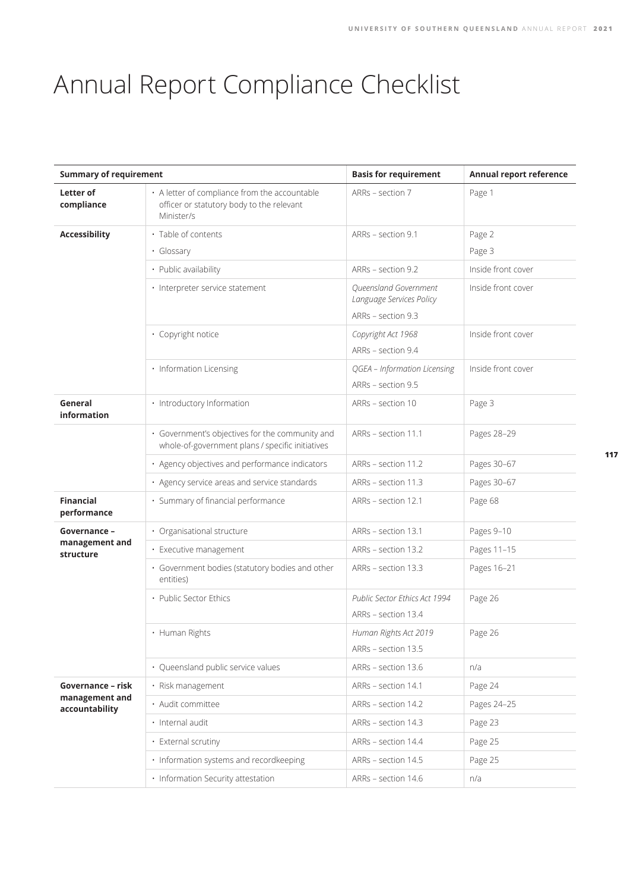# Annual Report Compliance Checklist

| Summary of requirement | | Basis for requirement | Annual report reference |
|---|---|---|---|
| **Letter of compliance** | • A letter of compliance from the accountable officer or statutory body to the relevant Minister/s | ARRs – section 7 | Page 1 |
| **Accessibility** | • Table of contents | ARRs – section 9.1 | Page 2 |
| | • Glossary | | Page 3 |
| | • Public availability | ARRs – section 9.2 | Inside front cover |
| | • Interpreter service statement | *Queensland Government Language Services Policy*<br>ARRs – section 9.3 | Inside front cover |
| | • Copyright notice | *Copyright Act 1968*<br>ARRs – section 9.4 | Inside front cover |
| | • Information Licensing | *QGEA – Information Licensing*<br>ARRs – section 9.5 | Inside front cover |
| **General information** | • Introductory Information | ARRs – section 10 | Page 3 |
| | • Government's objectives for the community and whole-of-government plans / specific initiatives | ARRs – section 11.1 | Pages 28–29 |
| | • Agency objectives and performance indicators | ARRs – section 11.2 | Pages 30–67 |
| | • Agency service areas and service standards | ARRs – section 11.3 | Pages 30–67 |
| **Financial performance** | • Summary of financial performance | ARRs – section 12.1 | Page 68 |
| **Governance – management and structure** | • Organisational structure | ARRs – section 13.1 | Pages 9–10 |
| | • Executive management | ARRs – section 13.2 | Pages 11–15 |
| | • Government bodies (statutory bodies and other entities) | ARRs – section 13.3 | Pages 16–21 |
| | • Public Sector Ethics | *Public Sector Ethics Act 1994*<br>ARRs – section 13.4 | Page 26 |
| | • Human Rights | *Human Rights Act 2019*<br>ARRs – section 13.5 | Page 26 |
| | • Queensland public service values | ARRs – section 13.6 | n/a |
| **Governance – risk management and accountability** | • Risk management | ARRs – section 14.1 | Page 24 |
| | • Audit committee | ARRs – section 14.2 | Pages 24–25 |
| | • Internal audit | ARRs – section 14.3 | Page 23 |
| | • External scrutiny | ARRs – section 14.4 | Page 25 |
| | • Information systems and recordkeeping | ARRs – section 14.5 | Page 25 |
| | • Information Security attestation | ARRs – section 14.6 | n/a |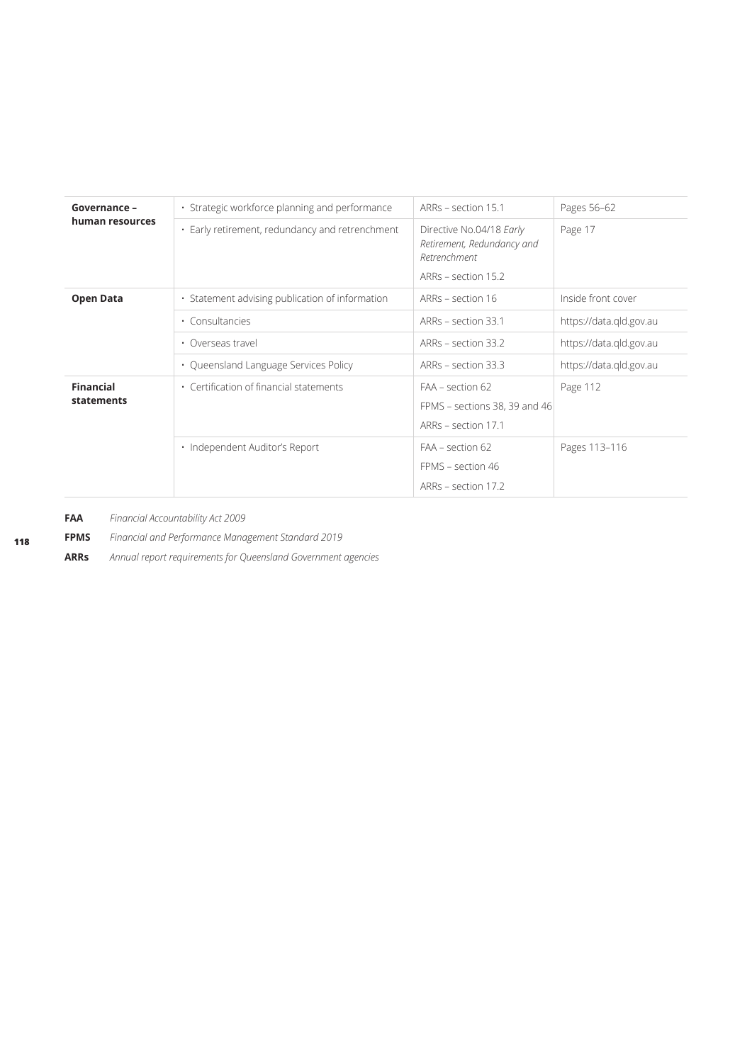| | | | |
|---|---|---|---|
| **Governance – human resources** | • Strategic workforce planning and performance | ARRs – section 15.1 | Pages 56–62 |
| | • Early retirement, redundancy and retrenchment | Directive No.04/18 *Early Retirement, Redundancy and Retrenchment*<br>ARRs – section 15.2 | Page 17 |
| **Open Data** | • Statement advising publication of information | ARRs – section 16 | Inside front cover |
| | • Consultancies | ARRs – section 33.1 | https://data.qld.gov.au |
| | • Overseas travel | ARRs – section 33.2 | https://data.qld.gov.au |
| | • Queensland Language Services Policy | ARRs – section 33.3 | https://data.qld.gov.au |
| **Financial statements** | • Certification of financial statements | FAA – section 62<br>FPMS – sections 38, 39 and 46<br>ARRs – section 17.1 | Page 112 |
| | • Independent Auditor's Report | FAA – section 62<br>FPMS – section 46<br>ARRs – section 17.2 | Pages 113–116 |

**FAA** *Financial Accountability Act 2009*

**FPMS** *Financial and Performance Management Standard 2019*

**ARRs** *Annual report requirements for Queensland Government agencies*